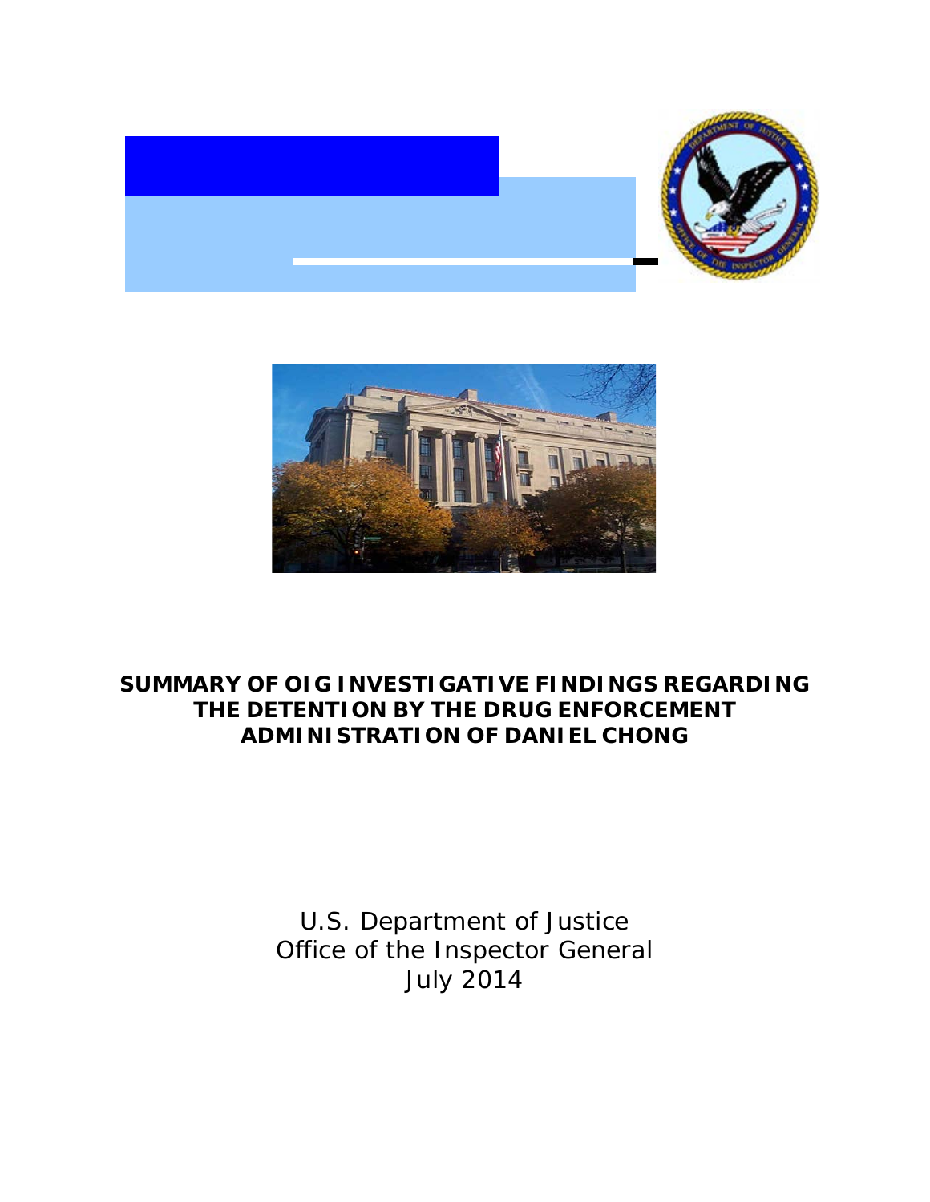# SUMMARY OF OIG INVESTIGATIVE FINDINGS REGARDING THE DETENTION BY THE DRUG ENFORCEMENT ADMINISTRATION OF DANIEL CHONG

U.S. Department of Justice
Office of the Inspector General
July 2014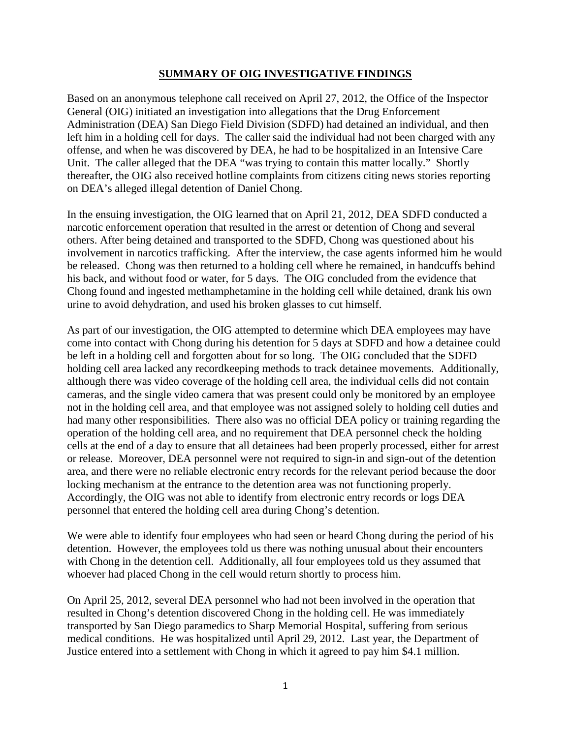## SUMMARY OF OIG INVESTIGATIVE FINDINGS

Based on an anonymous telephone call received on April 27, 2012, the Office of the Inspector General (OIG) initiated an investigation into allegations that the Drug Enforcement Administration (DEA) San Diego Field Division (SDFD) had detained an individual, and then left him in a holding cell for days. The caller said the individual had not been charged with any offense, and when he was discovered by DEA, he had to be hospitalized in an Intensive Care Unit. The caller alleged that the DEA "was trying to contain this matter locally." Shortly thereafter, the OIG also received hotline complaints from citizens citing news stories reporting on DEA's alleged illegal detention of Daniel Chong.

In the ensuing investigation, the OIG learned that on April 21, 2012, DEA SDFD conducted a narcotic enforcement operation that resulted in the arrest or detention of Chong and several others. After being detained and transported to the SDFD, Chong was questioned about his involvement in narcotics trafficking. After the interview, the case agents informed him he would be released. Chong was then returned to a holding cell where he remained, in handcuffs behind his back, and without food or water, for 5 days. The OIG concluded from the evidence that Chong found and ingested methamphetamine in the holding cell while detained, drank his own urine to avoid dehydration, and used his broken glasses to cut himself.

As part of our investigation, the OIG attempted to determine which DEA employees may have come into contact with Chong during his detention for 5 days at SDFD and how a detainee could be left in a holding cell and forgotten about for so long. The OIG concluded that the SDFD holding cell area lacked any recordkeeping methods to track detainee movements. Additionally, although there was video coverage of the holding cell area, the individual cells did not contain cameras, and the single video camera that was present could only be monitored by an employee not in the holding cell area, and that employee was not assigned solely to holding cell duties and had many other responsibilities. There also was no official DEA policy or training regarding the operation of the holding cell area, and no requirement that DEA personnel check the holding cells at the end of a day to ensure that all detainees had been properly processed, either for arrest or release. Moreover, DEA personnel were not required to sign-in and sign-out of the detention area, and there were no reliable electronic entry records for the relevant period because the door locking mechanism at the entrance to the detention area was not functioning properly. Accordingly, the OIG was not able to identify from electronic entry records or logs DEA personnel that entered the holding cell area during Chong's detention.

We were able to identify four employees who had seen or heard Chong during the period of his detention. However, the employees told us there was nothing unusual about their encounters with Chong in the detention cell. Additionally, all four employees told us they assumed that whoever had placed Chong in the cell would return shortly to process him.

On April 25, 2012, several DEA personnel who had not been involved in the operation that resulted in Chong's detention discovered Chong in the holding cell. He was immediately transported by San Diego paramedics to Sharp Memorial Hospital, suffering from serious medical conditions. He was hospitalized until April 29, 2012. Last year, the Department of Justice entered into a settlement with Chong in which it agreed to pay him $4.1 million.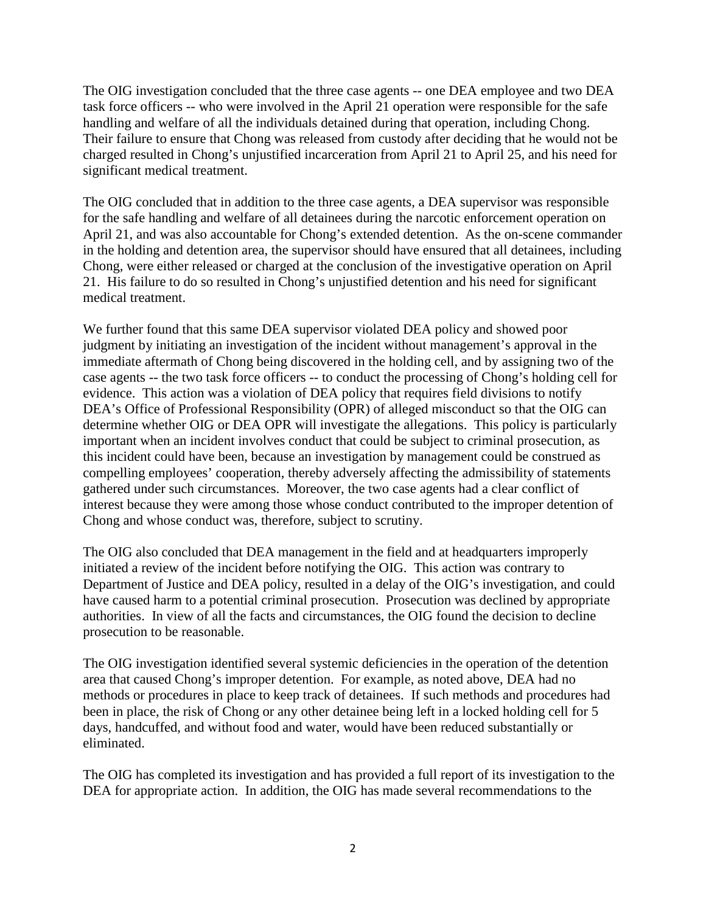The OIG investigation concluded that the three case agents -- one DEA employee and two DEA task force officers -- who were involved in the April 21 operation were responsible for the safe handling and welfare of all the individuals detained during that operation, including Chong. Their failure to ensure that Chong was released from custody after deciding that he would not be charged resulted in Chong's unjustified incarceration from April 21 to April 25, and his need for significant medical treatment.

The OIG concluded that in addition to the three case agents, a DEA supervisor was responsible for the safe handling and welfare of all detainees during the narcotic enforcement operation on April 21, and was also accountable for Chong's extended detention. As the on-scene commander in the holding and detention area, the supervisor should have ensured that all detainees, including Chong, were either released or charged at the conclusion of the investigative operation on April 21. His failure to do so resulted in Chong's unjustified detention and his need for significant medical treatment.

We further found that this same DEA supervisor violated DEA policy and showed poor judgment by initiating an investigation of the incident without management's approval in the immediate aftermath of Chong being discovered in the holding cell, and by assigning two of the case agents -- the two task force officers -- to conduct the processing of Chong's holding cell for evidence. This action was a violation of DEA policy that requires field divisions to notify DEA's Office of Professional Responsibility (OPR) of alleged misconduct so that the OIG can determine whether OIG or DEA OPR will investigate the allegations. This policy is particularly important when an incident involves conduct that could be subject to criminal prosecution, as this incident could have been, because an investigation by management could be construed as compelling employees' cooperation, thereby adversely affecting the admissibility of statements gathered under such circumstances. Moreover, the two case agents had a clear conflict of interest because they were among those whose conduct contributed to the improper detention of Chong and whose conduct was, therefore, subject to scrutiny.

The OIG also concluded that DEA management in the field and at headquarters improperly initiated a review of the incident before notifying the OIG. This action was contrary to Department of Justice and DEA policy, resulted in a delay of the OIG's investigation, and could have caused harm to a potential criminal prosecution. Prosecution was declined by appropriate authorities. In view of all the facts and circumstances, the OIG found the decision to decline prosecution to be reasonable.

The OIG investigation identified several systemic deficiencies in the operation of the detention area that caused Chong's improper detention. For example, as noted above, DEA had no methods or procedures in place to keep track of detainees. If such methods and procedures had been in place, the risk of Chong or any other detainee being left in a locked holding cell for 5 days, handcuffed, and without food and water, would have been reduced substantially or eliminated.

The OIG has completed its investigation and has provided a full report of its investigation to the DEA for appropriate action. In addition, the OIG has made several recommendations to the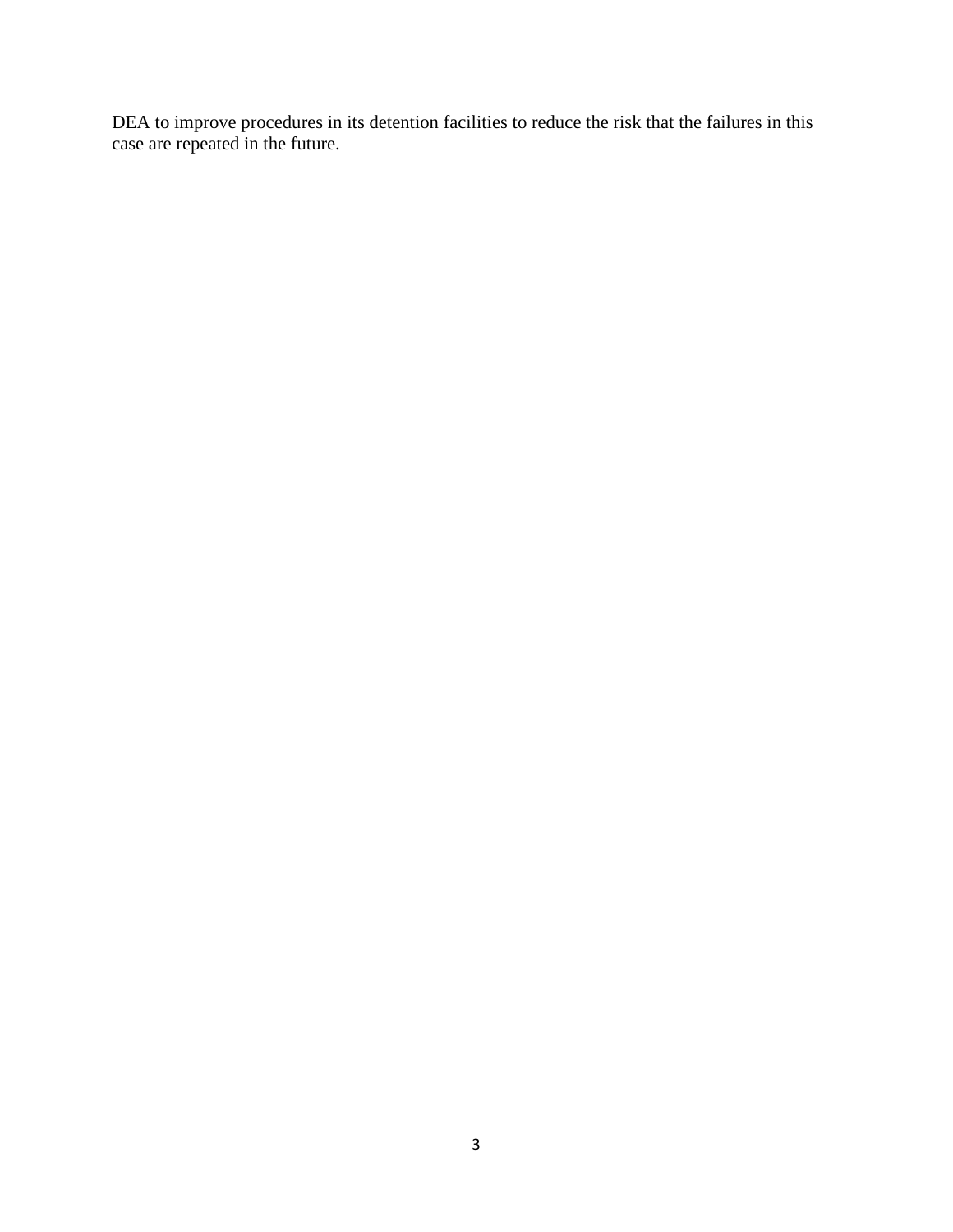DEA to improve procedures in its detention facilities to reduce the risk that the failures in this case are repeated in the future.